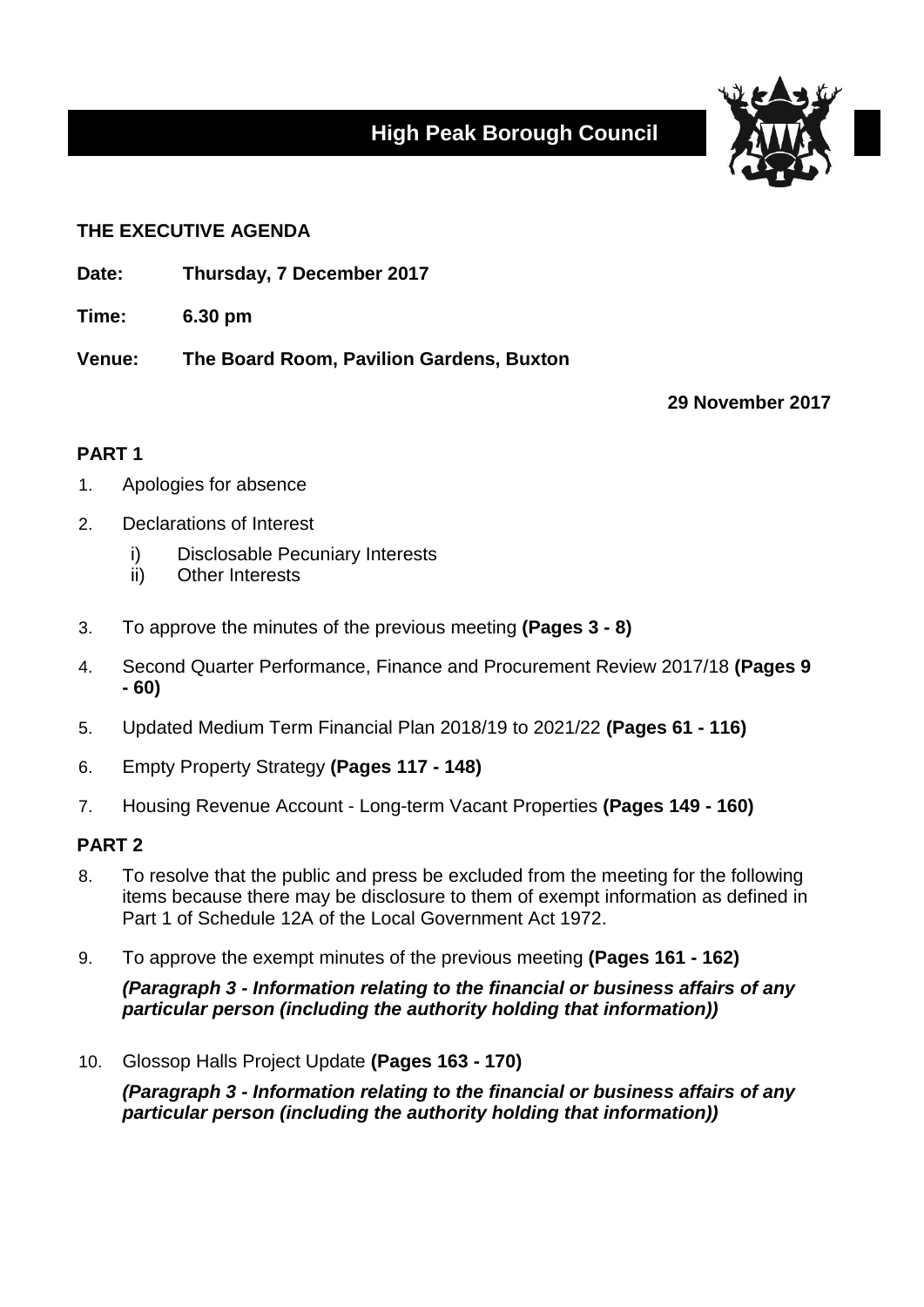# High Peak Borough Council

**THE EXECUTIVE AGENDA**

**Date:** **Thursday, 7 December 2017**

**Time:** **6.30 pm**

**Venue:** **The Board Room, Pavilion Gardens, Buxton**

**29 November 2017**

## PART 1

1. Apologies for absence

2. Declarations of Interest

    i) Disclosable Pecuniary Interests
    ii) Other Interests

3. To approve the minutes of the previous meeting **(Pages 3 - 8)**

4. Second Quarter Performance, Finance and Procurement Review 2017/18 **(Pages 9 - 60)**

5. Updated Medium Term Financial Plan 2018/19 to 2021/22 **(Pages 61 - 116)**

6. Empty Property Strategy **(Pages 117 - 148)**

7. Housing Revenue Account - Long-term Vacant Properties **(Pages 149 - 160)**

## PART 2

8. To resolve that the public and press be excluded from the meeting for the following items because there may be disclosure to them of exempt information as defined in Part 1 of Schedule 12A of the Local Government Act 1972.

9. To approve the exempt minutes of the previous meeting **(Pages 161 - 162)**

    ***(Paragraph 3 - Information relating to the financial or business affairs of any particular person (including the authority holding that information))***

10. Glossop Halls Project Update **(Pages 163 - 170)**

    ***(Paragraph 3 - Information relating to the financial or business affairs of any particular person (including the authority holding that information))***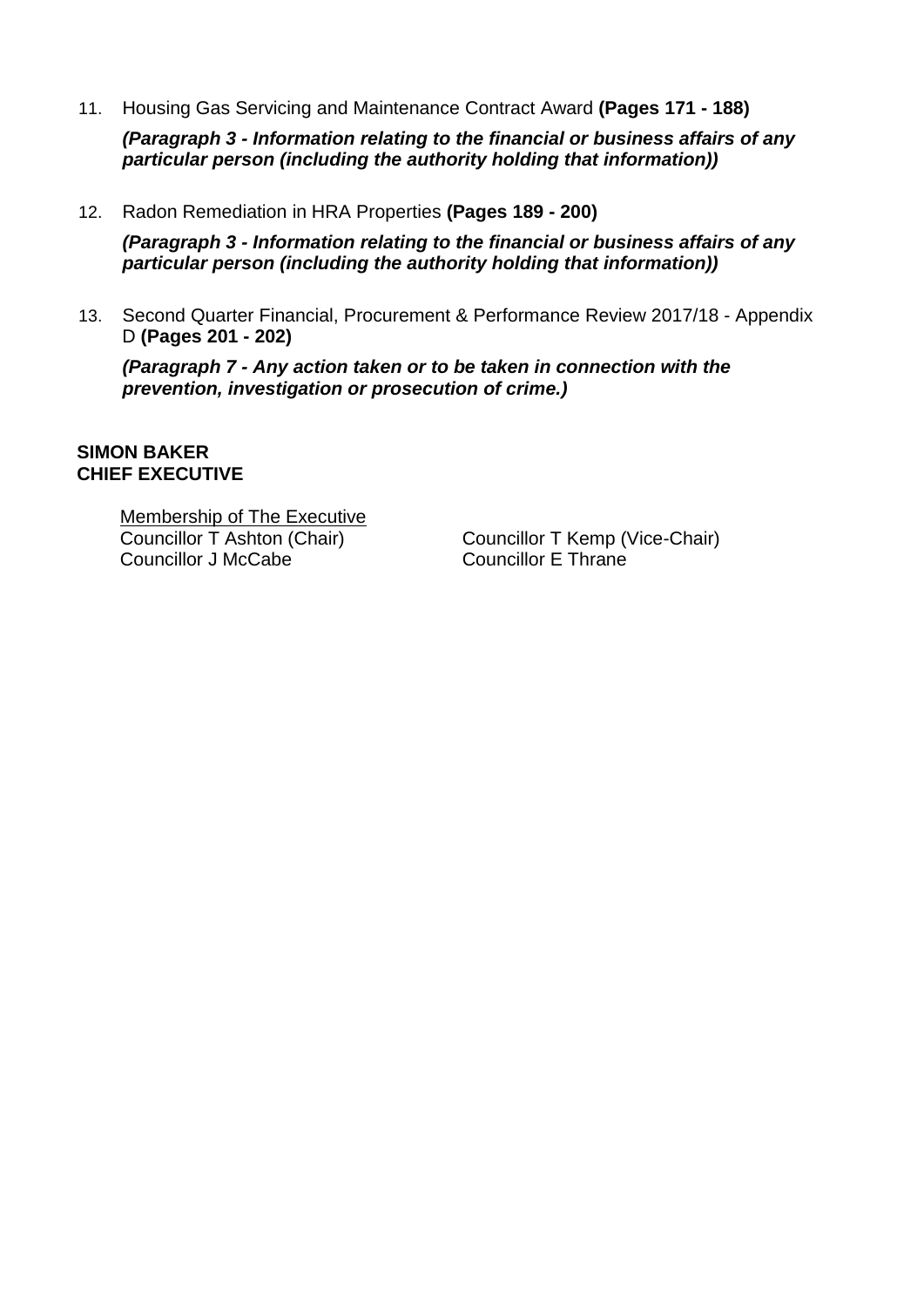11. Housing Gas Servicing and Maintenance Contract Award **(Pages 171 - 188)**

    ***(Paragraph 3 - Information relating to the financial or business affairs of any particular person (including the authority holding that information))***

12. Radon Remediation in HRA Properties **(Pages 189 - 200)**

    ***(Paragraph 3 - Information relating to the financial or business affairs of any particular person (including the authority holding that information))***

13. Second Quarter Financial, Procurement & Performance Review 2017/18 - Appendix D **(Pages 201 - 202)**

    ***(Paragraph 7 - Any action taken or to be taken in connection with the prevention, investigation or prosecution of crime.)***

**SIMON BAKER**
**CHIEF EXECUTIVE**

Membership of The Executive

Councillor T Ashton (Chair)
Councillor T Kemp (Vice-Chair)
Councillor J McCabe
Councillor E Thrane